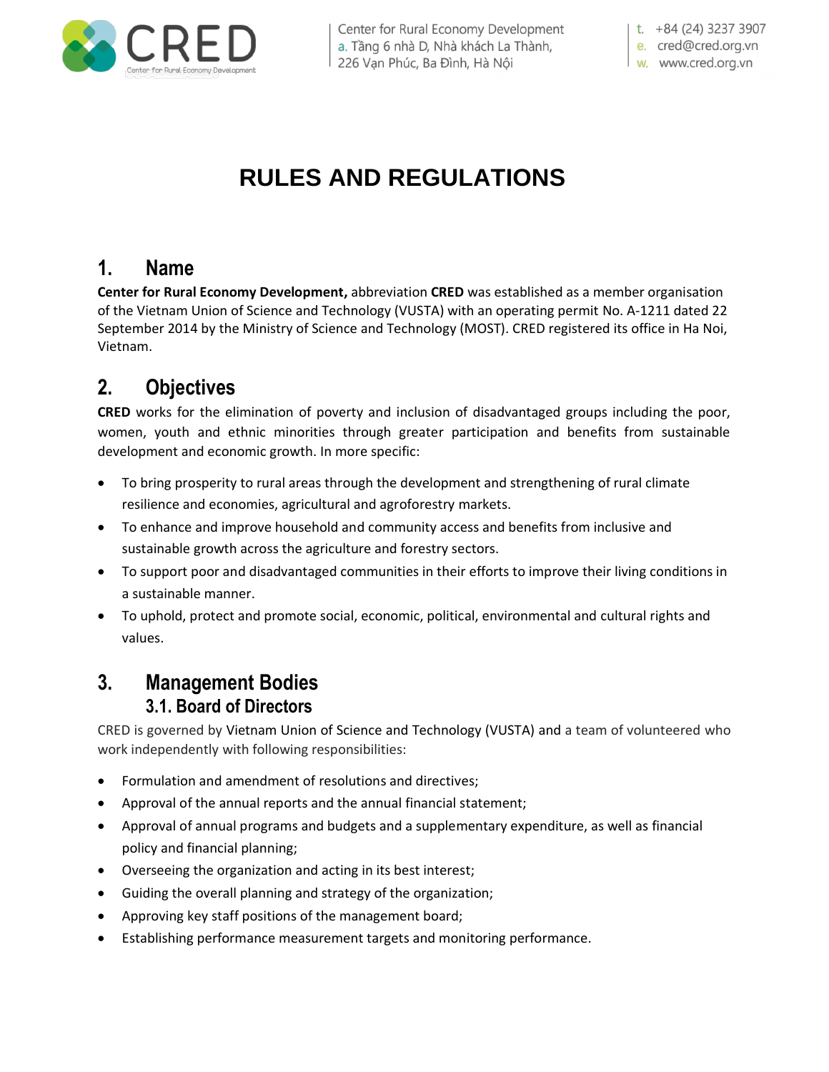# RULES AND REGULATIONS

## 1. Name

**Center for Rural Economy Development,** abbreviation **CRED** was established as a member organisation of the Vietnam Union of Science and Technology (VUSTA) with an operating permit No. A-1211 dated 22 September 2014 by the Ministry of Science and Technology (MOST). CRED registered its office in Ha Noi, Vietnam.

## 2. Objectives

**CRED** works for the elimination of poverty and inclusion of disadvantaged groups including the poor, women, youth and ethnic minorities through greater participation and benefits from sustainable development and economic growth. In more specific:

- To bring prosperity to rural areas through the development and strengthening of rural climate resilience and economies, agricultural and agroforestry markets.
- To enhance and improve household and community access and benefits from inclusive and sustainable growth across the agriculture and forestry sectors.
- To support poor and disadvantaged communities in their efforts to improve their living conditions in a sustainable manner.
- To uphold, protect and promote social, economic, political, environmental and cultural rights and values.

## 3. Management Bodies

### 3.1. Board of Directors

CRED is governed by Vietnam Union of Science and Technology (VUSTA) and a team of volunteered who work independently with following responsibilities:

- Formulation and amendment of resolutions and directives;
- Approval of the annual reports and the annual financial statement;
- Approval of annual programs and budgets and a supplementary expenditure, as well as financial policy and financial planning;
- Overseeing the organization and acting in its best interest;
- Guiding the overall planning and strategy of the organization;
- Approving key staff positions of the management board;
- Establishing performance measurement targets and monitoring performance.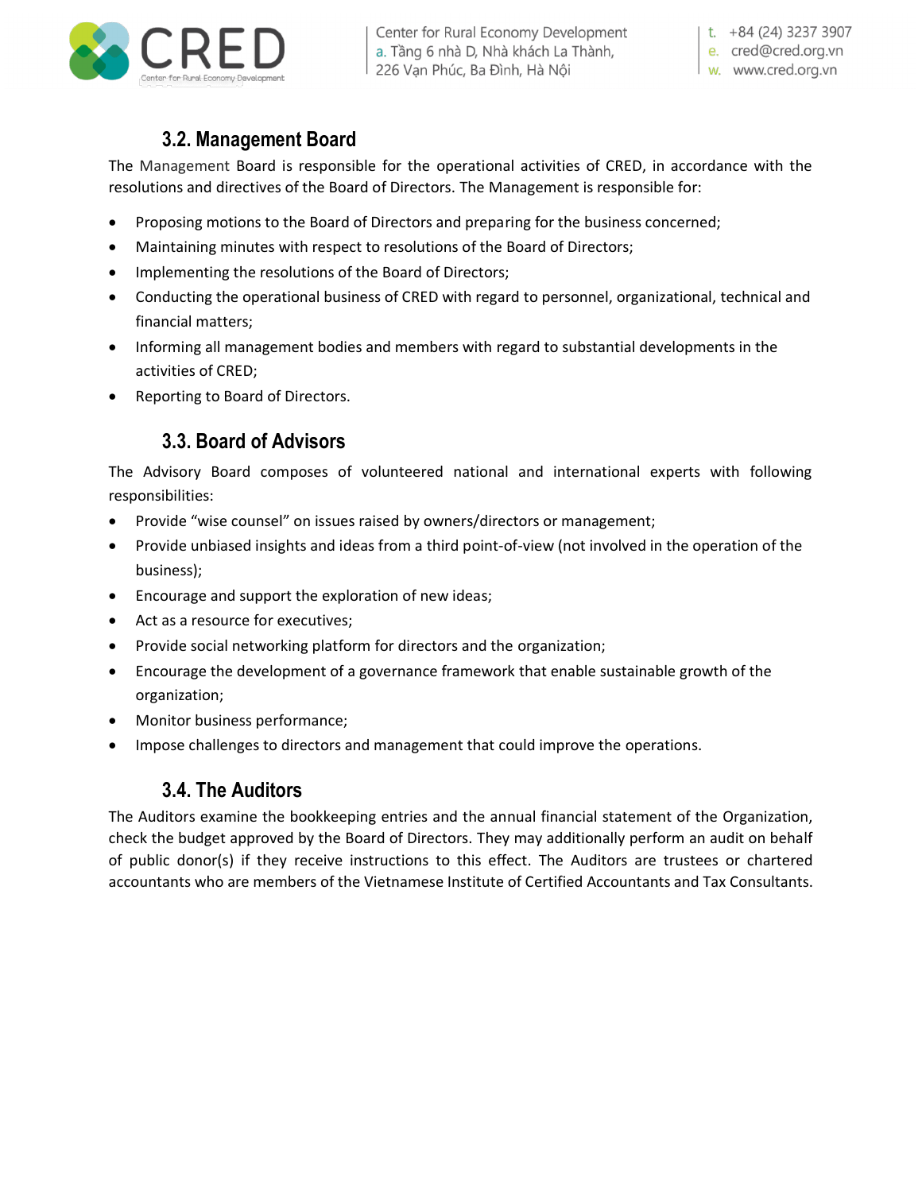### 3.2. Management Board

The Management Board is responsible for the operational activities of CRED, in accordance with the resolutions and directives of the Board of Directors. The Management is responsible for:

- Proposing motions to the Board of Directors and preparing for the business concerned;
- Maintaining minutes with respect to resolutions of the Board of Directors;
- Implementing the resolutions of the Board of Directors;
- Conducting the operational business of CRED with regard to personnel, organizational, technical and financial matters;
- Informing all management bodies and members with regard to substantial developments in the activities of CRED;
- Reporting to Board of Directors.

### 3.3. Board of Advisors

The Advisory Board composes of volunteered national and international experts with following responsibilities:

- Provide "wise counsel" on issues raised by owners/directors or management;
- Provide unbiased insights and ideas from a third point-of-view (not involved in the operation of the business);
- Encourage and support the exploration of new ideas;
- Act as a resource for executives;
- Provide social networking platform for directors and the organization;
- Encourage the development of a governance framework that enable sustainable growth of the organization;
- Monitor business performance;
- Impose challenges to directors and management that could improve the operations.

### 3.4. The Auditors

The Auditors examine the bookkeeping entries and the annual financial statement of the Organization, check the budget approved by the Board of Directors. They may additionally perform an audit on behalf of public donor(s) if they receive instructions to this effect. The Auditors are trustees or chartered accountants who are members of the Vietnamese Institute of Certified Accountants and Tax Consultants.